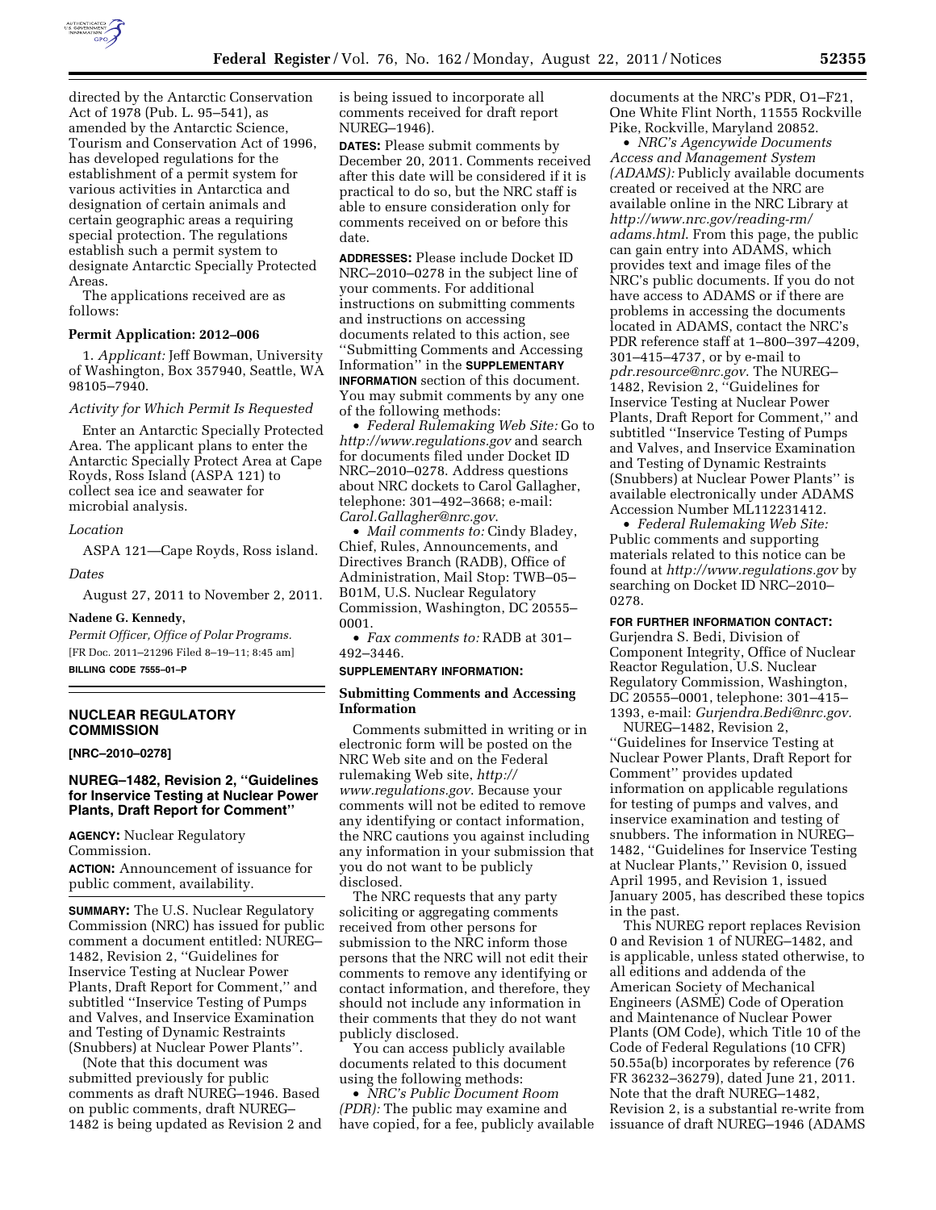directed by the Antarctic Conservation Act of 1978 (Pub. L. 95–541), as amended by the Antarctic Science, Tourism and Conservation Act of 1996, has developed regulations for the establishment of a permit system for various activities in Antarctica and designation of certain animals and certain geographic areas a requiring special protection. The regulations establish such a permit system to designate Antarctic Specially Protected Areas.

The applications received are as follows:

**Permit Application: 2012–006**

1. *Applicant:* Jeff Bowman, University of Washington, Box 357940, Seattle, WA 98105–7940.

*Activity for Which Permit Is Requested*

Enter an Antarctic Specially Protected Area. The applicant plans to enter the Antarctic Specially Protect Area at Cape Royds, Ross Island (ASPA 121) to collect sea ice and seawater for microbial analysis.

*Location*

ASPA 121—Cape Royds, Ross island.

*Dates*

August 27, 2011 to November 2, 2011.

**Nadene G. Kennedy,**

*Permit Officer, Office of Polar Programs.*

[FR Doc. 2011–21296 Filed 8–19–11; 8:45 am]

**BILLING CODE 7555–01–P**

## NUCLEAR REGULATORY COMMISSION

**[NRC–2010–0278]**

### NUREG–1482, Revision 2, ''Guidelines for Inservice Testing at Nuclear Power Plants, Draft Report for Comment''

**AGENCY:** Nuclear Regulatory Commission.

**ACTION:** Announcement of issuance for public comment, availability.

**SUMMARY:** The U.S. Nuclear Regulatory Commission (NRC) has issued for public comment a document entitled: NUREG–1482, Revision 2, ''Guidelines for Inservice Testing at Nuclear Power Plants, Draft Report for Comment,'' and subtitled ''Inservice Testing of Pumps and Valves, and Inservice Examination and Testing of Dynamic Restraints (Snubbers) at Nuclear Power Plants''.

(Note that this document was submitted previously for public comments as draft NUREG–1946. Based on public comments, draft NUREG–1482 is being updated as Revision 2 and is being issued to incorporate all comments received for draft report NUREG–1946).

**DATES:** Please submit comments by December 20, 2011. Comments received after this date will be considered if it is practical to do so, but the NRC staff is able to ensure consideration only for comments received on or before this date.

**ADDRESSES:** Please include Docket ID NRC–2010–0278 in the subject line of your comments. For additional instructions on submitting comments and instructions on accessing documents related to this action, see ''Submitting Comments and Accessing Information'' in the **SUPPLEMENTARY INFORMATION** section of this document. You may submit comments by any one of the following methods:

- *Federal Rulemaking Web Site:* Go to *http://www.regulations.gov* and search for documents filed under Docket ID NRC–2010–0278. Address questions about NRC dockets to Carol Gallagher, telephone: 301–492–3668; e-mail: *Carol.Gallagher@nrc.gov.*
- *Mail comments to:* Cindy Bladey, Chief, Rules, Announcements, and Directives Branch (RADB), Office of Administration, Mail Stop: TWB–05–B01M, U.S. Nuclear Regulatory Commission, Washington, DC 20555–0001.
- *Fax comments to:* RADB at 301–492–3446.

**SUPPLEMENTARY INFORMATION:**

**Submitting Comments and Accessing Information**

Comments submitted in writing or in electronic form will be posted on the NRC Web site and on the Federal rulemaking Web site, *http://www.regulations.gov*. Because your comments will not be edited to remove any identifying or contact information, the NRC cautions you against including any information in your submission that you do not want to be publicly disclosed.

The NRC requests that any party soliciting or aggregating comments received from other persons for submission to the NRC inform those persons that the NRC will not edit their comments to remove any identifying or contact information, and therefore, they should not include any information in their comments that they do not want publicly disclosed.

You can access publicly available documents related to this document using the following methods:

- *NRC's Public Document Room (PDR):* The public may examine and have copied, for a fee, publicly available documents at the NRC's PDR, O1–F21, One White Flint North, 11555 Rockville Pike, Rockville, Maryland 20852.
- *NRC's Agencywide Documents Access and Management System (ADAMS):* Publicly available documents created or received at the NRC are available online in the NRC Library at *http://www.nrc.gov/reading-rm/adams.html*. From this page, the public can gain entry into ADAMS, which provides text and image files of the NRC's public documents. If you do not have access to ADAMS or if there are problems in accessing the documents located in ADAMS, contact the NRC's PDR reference staff at 1–800–397–4209, 301–415–4737, or by e-mail to *pdr.resource@nrc.gov*. The NUREG–1482, Revision 2, ''Guidelines for Inservice Testing at Nuclear Power Plants, Draft Report for Comment,'' and subtitled ''Inservice Testing of Pumps and Valves, and Inservice Examination and Testing of Dynamic Restraints (Snubbers) at Nuclear Power Plants'' is available electronically under ADAMS Accession Number ML112231412.
- *Federal Rulemaking Web Site:* Public comments and supporting materials related to this notice can be found at *http://www.regulations.gov* by searching on Docket ID NRC–2010–0278.

**FOR FURTHER INFORMATION CONTACT:** Gurjendra S. Bedi, Division of Component Integrity, Office of Nuclear Reactor Regulation, U.S. Nuclear Regulatory Commission, Washington, DC 20555–0001, telephone: 301–415–1393, e-mail: *Gurjendra.Bedi@nrc.gov.*

NUREG–1482, Revision 2, ''Guidelines for Inservice Testing at Nuclear Power Plants, Draft Report for Comment'' provides updated information on applicable regulations for testing of pumps and valves, and inservice examination and testing of snubbers. The information in NUREG–1482, ''Guidelines for Inservice Testing at Nuclear Plants,'' Revision 0, issued April 1995, and Revision 1, issued January 2005, has described these topics in the past.

This NUREG report replaces Revision 0 and Revision 1 of NUREG–1482, and is applicable, unless stated otherwise, to all editions and addenda of the American Society of Mechanical Engineers (ASME) Code of Operation and Maintenance of Nuclear Power Plants (OM Code), which Title 10 of the Code of Federal Regulations (10 CFR) 50.55a(b) incorporates by reference (76 FR 36232–36279), dated June 21, 2011. Note that the draft NUREG–1482, Revision 2, is a substantial re-write from issuance of draft NUREG–1946 (ADAMS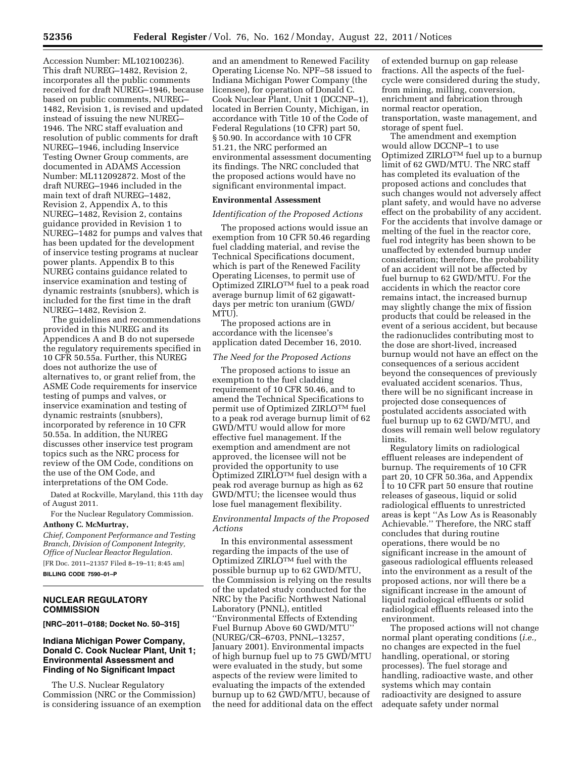Accession Number: ML102100236). This draft NUREG–1482, Revision 2, incorporates all the public comments received for draft NUREG–1946, because based on public comments, NUREG–1482, Revision 1, is revised and updated instead of issuing the new NUREG–1946. The NRC staff evaluation and resolution of public comments for draft NUREG–1946, including Inservice Testing Owner Group comments, are documented in ADAMS Accession Number: ML112092872. Most of the draft NUREG–1946 included in the main text of draft NUREG–1482, Revision 2, Appendix A, to this NUREG–1482, Revision 2, contains guidance provided in Revision 1 to NUREG–1482 for pumps and valves that has been updated for the development of inservice testing programs at nuclear power plants. Appendix B to this NUREG contains guidance related to inservice examination and testing of dynamic restraints (snubbers), which is included for the first time in the draft NUREG–1482, Revision 2.

The guidelines and recommendations provided in this NUREG and its Appendices A and B do not supersede the regulatory requirements specified in 10 CFR 50.55a. Further, this NUREG does not authorize the use of alternatives to, or grant relief from, the ASME Code requirements for inservice testing of pumps and valves, or inservice examination and testing of dynamic restraints (snubbers), incorporated by reference in 10 CFR 50.55a. In addition, the NUREG discusses other inservice test program topics such as the NRC process for review of the OM Code, conditions on the use of the OM Code, and interpretations of the OM Code.

Dated at Rockville, Maryland, this 11th day of August 2011.

For the Nuclear Regulatory Commission.

**Anthony C. McMurtray,**

*Chief, Component Performance and Testing Branch, Division of Component Integrity, Office of Nuclear Reactor Regulation.*

[FR Doc. 2011–21357 Filed 8–19–11; 8:45 am]

**BILLING CODE 7590–01–P**

---

## NUCLEAR REGULATORY COMMISSION

**[NRC–2011–0188; Docket No. 50–315]**

### Indiana Michigan Power Company, Donald C. Cook Nuclear Plant, Unit 1; Environmental Assessment and Finding of No Significant Impact

The U.S. Nuclear Regulatory Commission (NRC or the Commission) is considering issuance of an exemption and an amendment to Renewed Facility Operating License No. NPF–58 issued to Indiana Michigan Power Company (the licensee), for operation of Donald C. Cook Nuclear Plant, Unit 1 (DCCNP–1), located in Berrien County, Michigan, in accordance with Title 10 of the Code of Federal Regulations (10 CFR) part 50, § 50.90. In accordance with 10 CFR 51.21, the NRC performed an environmental assessment documenting its findings. The NRC concluded that the proposed actions would have no significant environmental impact.

**Environmental Assessment**

*Identification of the Proposed Actions*

The proposed actions would issue an exemption from 10 CFR 50.46 regarding fuel cladding material, and revise the Technical Specifications document, which is part of the Renewed Facility Operating Licenses, to permit use of Optimized ZIRLO™ fuel to a peak road average burnup limit of 62 gigawatt-days per metric ton uranium (GWD/MTU).

The proposed actions are in accordance with the licensee's application dated December 16, 2010.

*The Need for the Proposed Actions*

The proposed actions to issue an exemption to the fuel cladding requirement of 10 CFR 50.46, and to amend the Technical Specifications to permit use of Optimized ZIRLO™ fuel to a peak rod average burnup limit of 62 GWD/MTU would allow for more effective fuel management. If the exemption and amendment are not approved, the licensee will not be provided the opportunity to use Optimized ZIRLO™ fuel design with a peak rod average burnup as high as 62 GWD/MTU; the licensee would thus lose fuel management flexibility.

*Environmental Impacts of the Proposed Actions*

In this environmental assessment regarding the impacts of the use of Optimized ZIRLO™ fuel with the possible burnup up to 62 GWD/MTU, the Commission is relying on the results of the updated study conducted for the NRC by the Pacific Northwest National Laboratory (PNNL), entitled "Environmental Effects of Extending Fuel Burnup Above 60 GWD/MTU" (NUREG/CR–6703, PNNL–13257, January 2001). Environmental impacts of high burnup fuel up to 75 GWD/MTU were evaluated in the study, but some aspects of the review were limited to evaluating the impacts of the extended burnup up to 62 GWD/MTU, because of the need for additional data on the effect of extended burnup on gap release fractions. All the aspects of the fuel-cycle were considered during the study, from mining, milling, conversion, enrichment and fabrication through normal reactor operation, transportation, waste management, and storage of spent fuel.

The amendment and exemption would allow DCCNP–1 to use Optimized ZIRLO™ fuel up to a burnup limit of 62 GWD/MTU. The NRC staff has completed its evaluation of the proposed actions and concludes that such changes would not adversely affect plant safety, and would have no adverse effect on the probability of any accident. For the accidents that involve damage or melting of the fuel in the reactor core, fuel rod integrity has been shown to be unaffected by extended burnup under consideration; therefore, the probability of an accident will not be affected by fuel burnup to 62 GWD/MTU. For the accidents in which the reactor core remains intact, the increased burnup may slightly change the mix of fission products that could be released in the event of a serious accident, but because the radionuclides contributing most to the dose are short-lived, increased burnup would not have an effect on the consequences of a serious accident beyond the consequences of previously evaluated accident scenarios. Thus, there will be no significant increase in projected dose consequences of postulated accidents associated with fuel burnup up to 62 GWD/MTU, and doses will remain well below regulatory limits.

Regulatory limits on radiological effluent releases are independent of burnup. The requirements of 10 CFR part 20, 10 CFR 50.36a, and Appendix I to 10 CFR part 50 ensure that routine releases of gaseous, liquid or solid radiological effluents to unrestricted areas is kept "As Low As is Reasonably Achievable." Therefore, the NRC staff concludes that during routine operations, there would be no significant increase in the amount of gaseous radiological effluents released into the environment as a result of the proposed actions, nor will there be a significant increase in the amount of liquid radiological effluents or solid radiological effluents released into the environment.

The proposed actions will not change normal plant operating conditions (*i.e.,* no changes are expected in the fuel handling, operational, or storing processes). The fuel storage and handling, radioactive waste, and other systems which may contain radioactivity are designed to assure adequate safety under normal